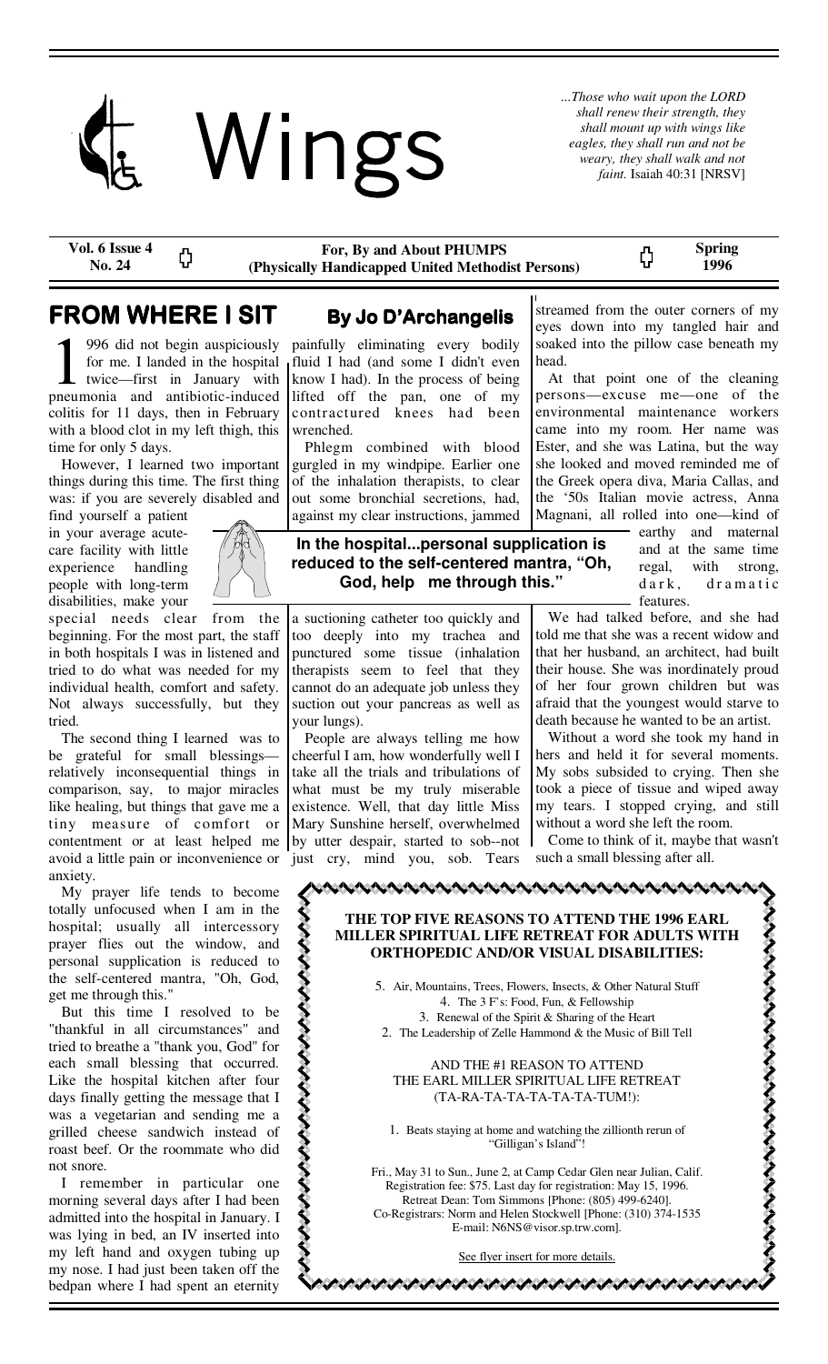# Wings

*...Those who wait upon the LORD shall renew their strength, they shall mount up with wings like eagles, they shall run and not be weary, they shall walk and not faint.* Isaiah 40:31 [NRSV]

**Vol. 6 Issue 4 No. 24** — **For, By and About PHUMPS (Physically Handicapped United Methodist Persons)** — **Spring 1996**

## FROM WHERE I SIT

### By Jo D'Archangelis

1996 did not begin auspiciously for me. I landed in the hospital twice—first in January with pneumonia and antibiotic-induced colitis for 11 days, then in February with a blood clot in my left thigh, this time for only 5 days.

However, I learned two important things during this time. The first thing was: if you are severely disabled and find yourself a patient in your average acute-care facility with little experience handling people with long-term disabilities, make your special needs clear from the beginning. For the most part, the staff in both hospitals I was in listened and tried to do what was needed for my individual health, comfort and safety. Not always successfully, but they tried.

The second thing I learned was to be grateful for small blessings—relatively inconsequential things in comparison, say, to major miracles like healing, but things that gave me a tiny measure of comfort or contentment or at least helped me avoid a little pain or inconvenience or anxiety.

My prayer life tends to become totally unfocused when I am in the hospital; usually all intercessory prayer flies out the window, and personal supplication is reduced to the self-centered mantra, "Oh, God, get me through this."

But this time I resolved to be "thankful in all circumstances" and tried to breathe a "thank you, God" for each small blessing that occurred. Like the hospital kitchen after four days finally getting the message that I was a vegetarian and sending me a grilled cheese sandwich instead of roast beef. Or the roommate who did not snore.

I remember in particular one morning several days after I had been admitted into the hospital in January. I was lying in bed, an IV inserted into my left hand and oxygen tubing up my nose. I had just been taken off the bedpan where I had spent an eternity painfully eliminating every bodily fluid I had (and some I didn't even know I had). In the process of being lifted off the pan, one of my contractured knees had been wrenched.

Phlegm combined with blood gurgled in my windpipe. Earlier one of the inhalation therapists, to clear out some bronchial secretions, had, against my clear instructions, jammed a suctioning catheter too quickly and too deeply into my trachea and punctured some tissue (inhalation therapists seem to feel that they cannot do an adequate job unless they suction out your pancreas as well as your lungs).

> **In the hospital...personal supplication is reduced to the self-centered mantra, "Oh, God, help me through this."**

People are always telling me how cheerful I am, how wonderfully well I take all the trials and tribulations of what must be my truly miserable existence. Well, that day little Miss Mary Sunshine herself, overwhelmed by utter despair, started to sob--not just cry, mind you, sob. Tears streamed from the outer corners of my eyes down into my tangled hair and soaked into the pillow case beneath my head.

At that point one of the cleaning persons—excuse me—one of the environmental maintenance workers came into my room. Her name was Ester, and she was Latina, but the way she looked and moved reminded me of the Greek opera diva, Maria Callas, and the '50s Italian movie actress, Anna Magnani, all rolled into one—kind of earthy and maternal and at the same time regal, with strong, dark, dramatic features.

We had talked before, and she had told me that she was a recent widow and that her husband, an architect, had built their house. She was inordinately proud of her four grown children but was afraid that the youngest would starve to death because he wanted to be an artist.

Without a word she took my hand in hers and held it for several moments. My sobs subsided to crying. Then she took a piece of tissue and wiped away my tears. I stopped crying, and still without a word she left the room.

Come to think of it, maybe that wasn't such a small blessing after all.

---

**THE TOP FIVE REASONS TO ATTEND THE 1996 EARL MILLER SPIRITUAL LIFE RETREAT FOR ADULTS WITH ORTHOPEDIC AND/OR VISUAL DISABILITIES:**

5. Air, Mountains, Trees, Flowers, Insects, & Other Natural Stuff
4. The 3 F's: Food, Fun, & Fellowship
3. Renewal of the Spirit & Sharing of the Heart
2. The Leadership of Zelle Hammond & the Music of Bill Tell

AND THE #1 REASON TO ATTEND THE EARL MILLER SPIRITUAL LIFE RETREAT (TA-RA-TA-TA-TA-TA-TUM!):

1. Beats staying at home and watching the zillionth rerun of "Gilligan's Island"!

Fri., May 31 to Sun., June 2, at Camp Cedar Glen near Julian, Calif. Registration fee: $75. Last day for registration: May 15, 1996. Retreat Dean: Tom Simmons [Phone: (805) 499-6240]. Co-Registrars: Norm and Helen Stockwell [Phone: (310) 374-1535 E-mail: N6NS@visor.sp.trw.com].

See flyer insert for more details.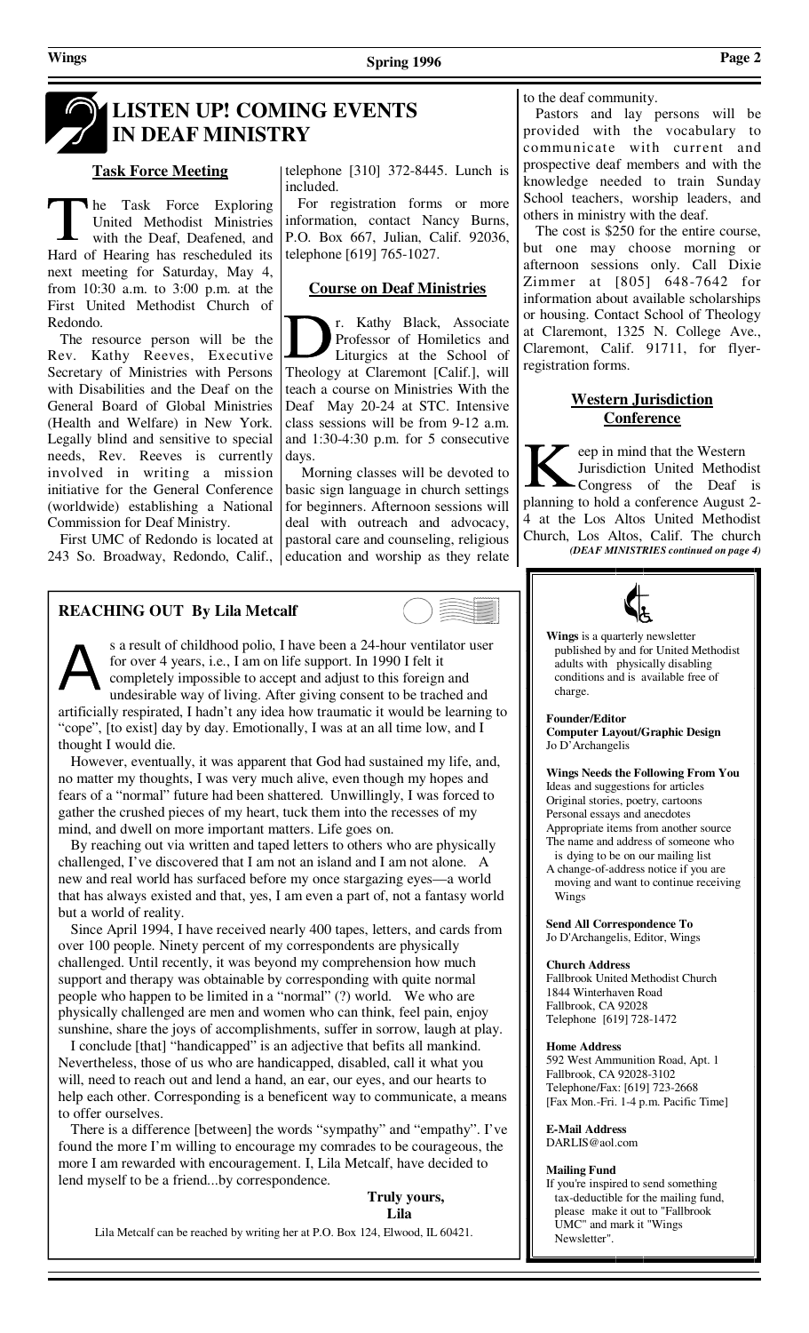# LISTEN UP! COMING EVENTS IN DEAF MINISTRY

## Task Force Meeting

The Task Force Exploring United Methodist Ministries with the Deaf, Deafened, and Hard of Hearing has rescheduled its next meeting for Saturday, May 4, from 10:30 a.m. to 3:00 p.m. at the First United Methodist Church of Redondo.

The resource person will be the Rev. Kathy Reeves, Executive Secretary of Ministries with Persons with Disabilities and the Deaf on the General Board of Global Ministries (Health and Welfare) in New York. Legally blind and sensitive to special needs, Rev. Reeves is currently involved in writing a mission initiative for the General Conference (worldwide) establishing a National Commission for Deaf Ministry.

First UMC of Redondo is located at 243 So. Broadway, Redondo, Calif., telephone [310] 372-8445. Lunch is included.

For registration forms or more information, contact Nancy Burns, P.O. Box 667, Julian, Calif. 92036, telephone [619] 765-1027.

## Course on Deaf Ministries

Dr. Kathy Black, Associate Professor of Homiletics and Liturgics at the School of Theology at Claremont [Calif.], will teach a course on Ministries With the Deaf May 20-24 at STC. Intensive class sessions will be from 9-12 a.m. and 1:30-4:30 p.m. for 5 consecutive days.

Morning classes will be devoted to basic sign language in church settings for beginners. Afternoon sessions will deal with outreach and advocacy, pastoral care and counseling, religious education and worship as they relate to the deaf community.

Pastors and lay persons will be provided with the vocabulary to communicate with current and prospective deaf members and with the knowledge needed to train Sunday School teachers, worship leaders, and others in ministry with the deaf.

The cost is $250 for the entire course, but one may choose morning or afternoon sessions only. Call Dixie Zimmer at [805] 648-7642 for information about available scholarships or housing. Contact School of Theology at Claremont, 1325 N. College Ave., Claremont, Calif. 91711, for flyer-registration forms.

## Western Jurisdiction Conference

Keep in mind that the Western Jurisdiction United Methodist Congress of the Deaf is planning to hold a conference August 2-4 at the Los Altos United Methodist Church, Los Altos, Calif. The church

***(DEAF MINISTRIES continued on page 4)***

## REACHING OUT By Lila Metcalf

As a result of childhood polio, I have been a 24-hour ventilator user for over 4 years, i.e., I am on life support. In 1990 I felt it completely impossible to accept and adjust to this foreign and undesirable way of living. After giving consent to be trached and artificially respirated, I hadn't any idea how traumatic it would be learning to "cope", [to exist] day by day. Emotionally, I was at an all time low, and I thought I would die.

However, eventually, it was apparent that God had sustained my life, and, no matter my thoughts, I was very much alive, even though my hopes and fears of a "normal" future had been shattered. Unwillingly, I was forced to gather the crushed pieces of my heart, tuck them into the recesses of my mind, and dwell on more important matters. Life goes on.

By reaching out via written and taped letters to others who are physically challenged, I've discovered that I am not an island and I am not alone. A new and real world has surfaced before my once stargazing eyes—a world that has always existed and that, yes, I am even a part of, not a fantasy world but a world of reality.

Since April 1994, I have received nearly 400 tapes, letters, and cards from over 100 people. Ninety percent of my correspondents are physically challenged. Until recently, it was beyond my comprehension how much support and therapy was obtainable by corresponding with quite normal people who happen to be limited in a "normal" (?) world. We who are physically challenged are men and women who can think, feel pain, enjoy sunshine, share the joys of accomplishments, suffer in sorrow, laugh at play.

I conclude [that] "handicapped" is an adjective that befits all mankind. Nevertheless, those of us who are handicapped, disabled, call it what you will, need to reach out and lend a hand, an ear, our eyes, and our hearts to help each other. Corresponding is a beneficent way to communicate, a means to offer ourselves.

There is a difference [between] the words "sympathy" and "empathy". I've found the more I'm willing to encourage my comrades to be courageous, the more I am rewarded with encouragement. I, Lila Metcalf, have decided to lend myself to be a friend...by correspondence.

**Truly yours,**
**Lila**

Lila Metcalf can be reached by writing her at P.O. Box 124, Elwood, IL 60421.

---

**Wings** is a quarterly newsletter published by and for United Methodist adults with physically disabling conditions and is available free of charge.

**Founder/Editor**
**Computer Layout/Graphic Design**
Jo D'Archangelis

**Wings Needs the Following From You**
- Ideas and suggestions for articles
- Original stories, poetry, cartoons
- Personal essays and anecdotes
- Appropriate items from another source
- The name and address of someone who is dying to be on our mailing list
- A change-of-address notice if you are moving and want to continue receiving Wings

**Send All Correspondence To**
Jo D'Archangelis, Editor, Wings

**Church Address**
Fallbrook United Methodist Church
1844 Winterhaven Road
Fallbrook, CA 92028
Telephone [619] 728-1472

**Home Address**
592 West Ammunition Road, Apt. 1
Fallbrook, CA 92028-3102
Telephone/Fax: [619] 723-2668
[Fax Mon.-Fri. 1-4 p.m. Pacific Time]

**E-Mail Address**
DARLIS@aol.com

**Mailing Fund**
If you're inspired to send something tax-deductible for the mailing fund, please make it out to "Fallbrook UMC" and mark it "Wings Newsletter".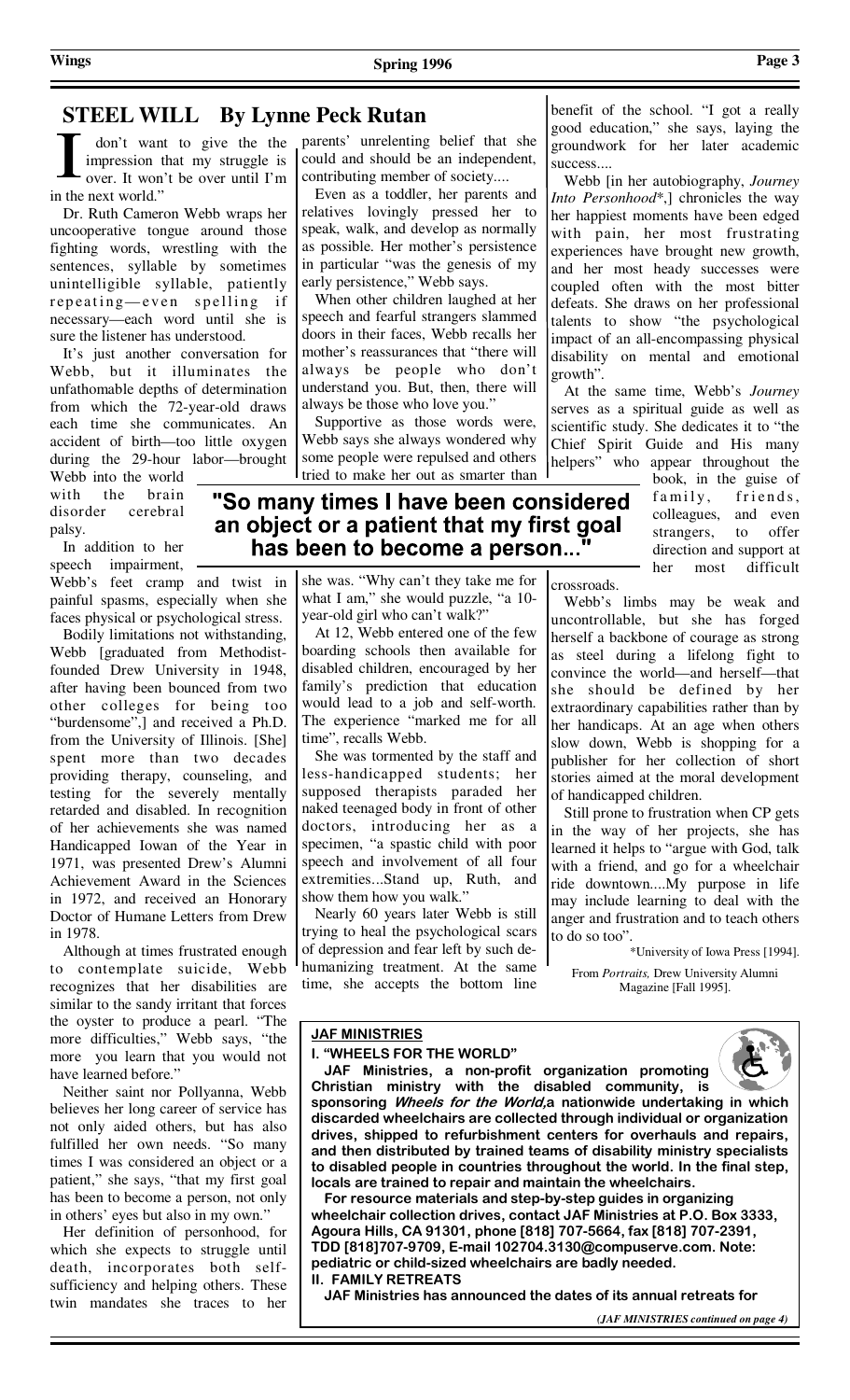## STEEL WILL By Lynne Peck Rutan

I don't want to give the the impression that my struggle is over. It won't be over until I'm in the next world."

Dr. Ruth Cameron Webb wraps her uncooperative tongue around those fighting words, wrestling with the sentences, syllable by sometimes unintelligible syllable, patiently repeating—even spelling if necessary—each word until she is sure the listener has understood.

It's just another conversation for Webb, but it illuminates the unfathomable depths of determination from which the 72-year-old draws each time she communicates. An accident of birth—too little oxygen during the 29-hour labor—brought Webb into the world with the brain disorder cerebral palsy.

In addition to her speech impairment, Webb's feet cramp and twist in painful spasms, especially when she faces physical or psychological stress.

Bodily limitations not withstanding, Webb [graduated from Methodist-founded Drew University in 1948, after having been bounced from two other colleges for being too "burdensome",] and received a Ph.D. from the University of Illinois. [She] spent more than two decades providing therapy, counseling, and testing for the severely mentally retarded and disabled. In recognition of her achievements she was named Handicapped Iowan of the Year in 1971, was presented Drew's Alumni Achievement Award in the Sciences in 1972, and received an Honorary Doctor of Humane Letters from Drew in 1978.

Although at times frustrated enough to contemplate suicide, Webb recognizes that her disabilities are similar to the sandy irritant that forces the oyster to produce a pearl. "The more difficulties," Webb says, "the more you learn that you would not have learned before."

Neither saint nor Pollyanna, Webb believes her long career of service has not only aided others, but has also fulfilled her own needs. "So many times I was considered an object or a patient," she says, "that my first goal has been to become a person, not only in others' eyes but also in my own."

Her definition of personhood, for which she expects to struggle until death, incorporates both self-sufficiency and helping others. These twin mandates she traces to her parents' unrelenting belief that she could and should be an independent, contributing member of society....

Even as a toddler, her parents and relatives lovingly pressed her to speak, walk, and develop as normally as possible. Her mother's persistence in particular "was the genesis of my early persistence," Webb says.

When other children laughed at her speech and fearful strangers slammed doors in their faces, Webb recalls her mother's reassurances that "there will always be people who don't understand you. But, then, there will always be those who love you."

Supportive as those words were, Webb says she always wondered why some people were repulsed and others tried to make her out as smarter than she was. "Why can't they take me for what I am," she would puzzle, "a 10-year-old girl who can't walk?"

**"So many times I have been considered an object or a patient that my first goal has been to become a person..."**

At 12, Webb entered one of the few boarding schools then available for disabled children, encouraged by her family's prediction that education would lead to a job and self-worth. The experience "marked me for all time", recalls Webb.

She was tormented by the staff and less-handicapped students; her supposed therapists paraded her naked teenaged body in front of other doctors, introducing her as a specimen, "a spastic child with poor speech and involvement of all four extremities...Stand up, Ruth, and show them how you walk."

Nearly 60 years later Webb is still trying to heal the psychological scars of depression and fear left by such de-humanizing treatment. At the same time, she accepts the bottom line benefit of the school. "I got a really good education," she says, laying the groundwork for her later academic success....

Webb [in her autobiography, *Journey Into Personhood*\*,] chronicles the way her happiest moments have been edged with pain, her most frustrating experiences have brought new growth, and her most heady successes were coupled often with the most bitter defeats. She draws on her professional talents to show "the psychological impact of an all-encompassing physical disability on mental and emotional growth".

At the same time, Webb's *Journey* serves as a spiritual guide as well as scientific study. She dedicates it to "the Chief Spirit Guide and His many helpers" who appear throughout the book, in the guise of family, friends, colleagues, and even strangers, to offer direction and support at her most difficult crossroads.

Webb's limbs may be weak and uncontrollable, but she has forged herself a backbone of courage as strong as steel during a lifelong fight to convince the world—and herself—that she should be defined by her extraordinary capabilities rather than by her handicaps. At an age when others slow down, Webb is shopping for a publisher for her collection of short stories aimed at the moral development of handicapped children.

Still prone to frustration when CP gets in the way of her projects, she has learned it helps to "argue with God, talk with a friend, and go for a wheelchair ride downtown....My purpose in life may include learning to deal with the anger and frustration and to teach others to do so too".

\*University of Iowa Press [1994].

From *Portraits,* Drew University Alumni Magazine [Fall 1995].

---

### JAF MINISTRIES

**I. "WHEELS FOR THE WORLD"**

**JAF Ministries, a non-profit organization promoting Christian ministry with the disabled community, is sponsoring *Wheels for the World,* a nationwide undertaking in which discarded wheelchairs are collected through individual or organization drives, shipped to refurbishment centers for overhauls and repairs, and then distributed by trained teams of disability ministry specialists to disabled people in countries throughout the world. In the final step, locals are trained to repair and maintain the wheelchairs.**

**For resource materials and step-by-step guides in organizing wheelchair collection drives, contact JAF Ministries at P.O. Box 3333, Agoura Hills, CA 91301, phone [818] 707-5664, fax [818] 707-2391, TDD [818]707-9709, E-mail 102704.3130@compuserve.com. Note: pediatric or child-sized wheelchairs are badly needed.**

**II. FAMILY RETREATS**

**JAF Ministries has announced the dates of its annual retreats for**

*(JAF MINISTRIES continued on page 4)*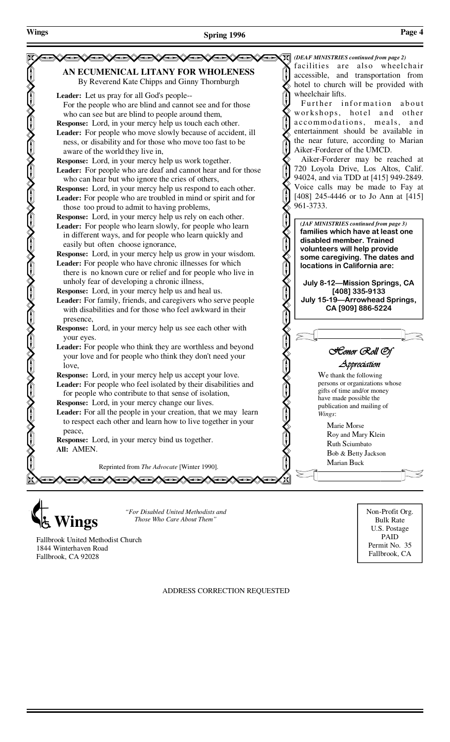## AN ECUMENICAL LITANY FOR WHOLENESS

By Reverend Kate Chipps and Ginny Thornburgh

**Leader:** Let us pray for all God's people--
For the people who are blind and cannot see and for those who can see but are blind to people around them,

**Response:** Lord, in your mercy help us touch each other.

**Leader:** For people who move slowly because of accident, illness, or disability and for those who move too fast to be aware of the world they live in,

**Response:** Lord, in your mercy help us work together.

**Leader:** For people who are deaf and cannot hear and for those who can hear but who ignore the cries of others,

**Response:** Lord, in your mercy help us respond to each other.

**Leader:** For people who are troubled in mind or spirit and for those too proud to admit to having problems,

**Response:** Lord, in your mercy help us rely on each other.

**Leader:** For people who learn slowly, for people who learn in different ways, and for people who learn quickly and easily but often choose ignorance,

**Response:** Lord, in your mercy help us grow in your wisdom.

**Leader:** For people who have chronic illnesses for which there is no known cure or relief and for people who live in unholy fear of developing a chronic illness,

**Response:** Lord, in your mercy help us and heal us.

**Leader:** For family, friends, and caregivers who serve people with disabilities and for those who feel awkward in their presence,

**Response:** Lord, in your mercy help us see each other with your eyes.

**Leader:** For people who think they are worthless and beyond your love and for people who think they don't need your love,

**Response:** Lord, in your mercy help us accept your love.

**Leader:** For people who feel isolated by their disabilities and for people who contribute to that sense of isolation,

**Response:** Lord, in your mercy change our lives.

**Leader:** For all the people in your creation, that we may learn to respect each other and learn how to live together in your peace,

**Response:** Lord, in your mercy bind us together.

**All:** AMEN.

Reprinted from *The Advocate* [Winter 1990].

*(DEAF MINISTRIES continued from page 2)*

facilities are also wheelchair accessible, and transportation from hotel to church will be provided with wheelchair lifts.

Further information about workshops, hotel and other accommodations, meals, and entertainment should be available in the near future, according to Marian Aiker-Forderer of the UMCD.

Aiker-Forderer may be reached at 720 Loyola Drive, Los Altos, Calif. 94024, and via TDD at [415] 949-2849. Voice calls may be made to Fay at [408] 245-4446 or to Jo Ann at [415] 961-3733.

*(JAF MINISTRIES continued from page 3)*

**families which have at least one disabled member. Trained volunteers will help provide some caregiving. The dates and locations in California are:**

**July 8-12—Mission Springs, CA [408] 335-9133**
**July 15-19—Arrowhead Springs, CA [909] 886-5224**

### Honor Roll Of Appreciation

We thank the following persons or organizations whose gifts of time and/or money have made possible the publication and mailing of *Wings*:

Marie Morse
Roy and Mary Klein
Ruth Sciumbato
Bob & Betty Jackson
Marian Buck

**Wings**

*"For Disabled United Methodists and Those Who Care About Them"*

Fallbrook United Methodist Church
1844 Winterhaven Road
Fallbrook, CA 92028

Non-Profit Org.
Bulk Rate
U.S. Postage
PAID
Permit No. 35
Fallbrook, CA

ADDRESS CORRECTION REQUESTED